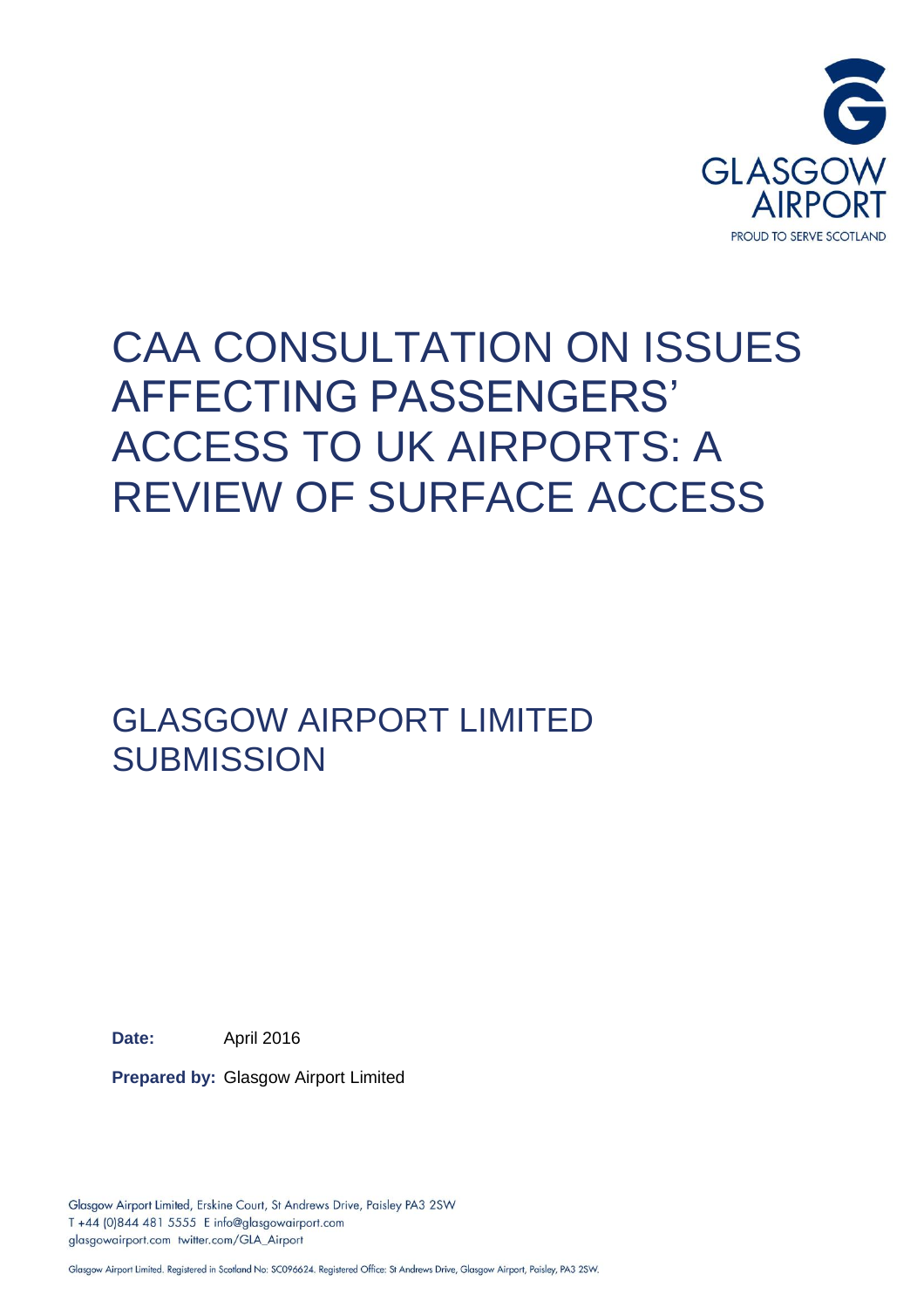GLASGOW AIRPORT

PROUD TO SERVE SCOTLAND

# CAA CONSULTATION ON ISSUES AFFECTING PASSENGERS' ACCESS TO UK AIRPORTS: A REVIEW OF SURFACE ACCESS

## GLASGOW AIRPORT LIMITED SUBMISSION

**Date:** April 2016

**Prepared by:** Glasgow Airport Limited

Glasgow Airport Limited, Erskine Court, St Andrews Drive, Paisley PA3 2SW
T +44 (0)844 481 5555 E info@glasgowairport.com
glasgowairport.com twitter.com/GLA_Airport

Glasgow Airport Limited. Registered in Scotland No: SC096624. Registered Office: St Andrews Drive, Glasgow Airport, Paisley, PA3 2SW.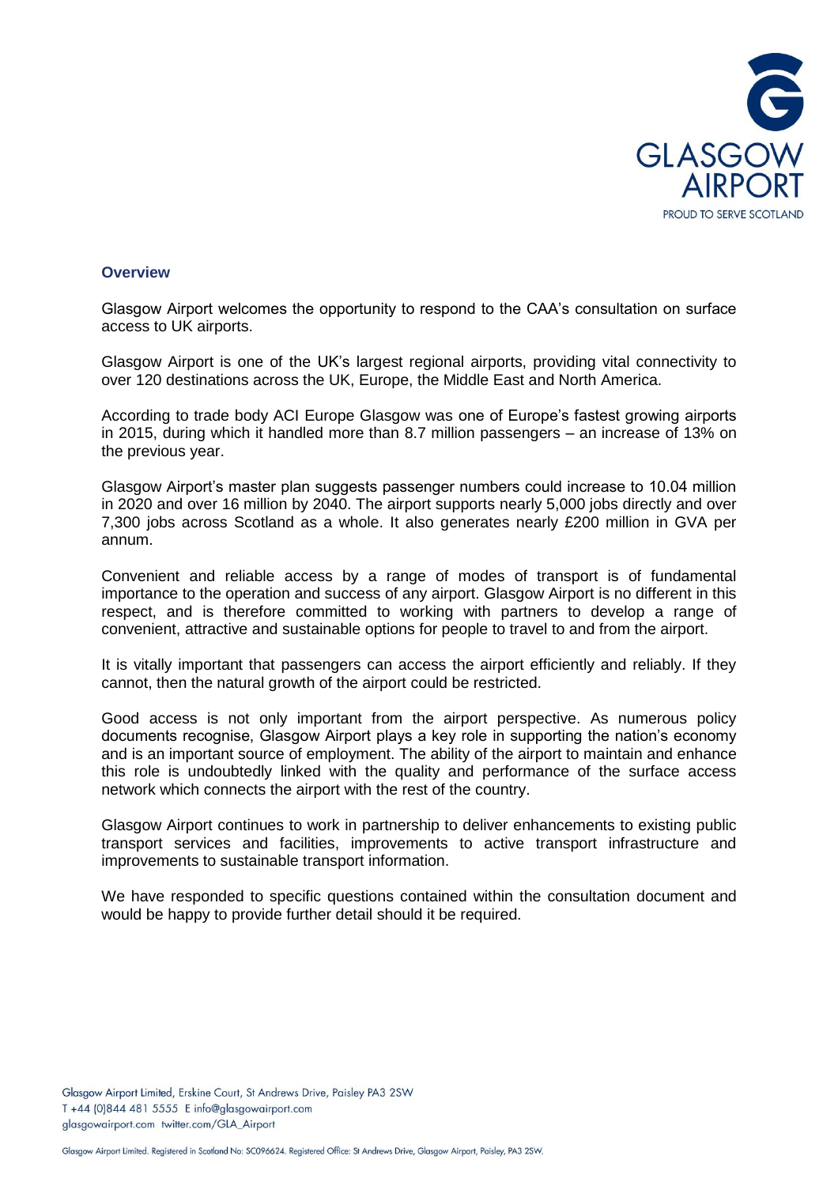## Overview

Glasgow Airport welcomes the opportunity to respond to the CAA's consultation on surface access to UK airports.

Glasgow Airport is one of the UK's largest regional airports, providing vital connectivity to over 120 destinations across the UK, Europe, the Middle East and North America.

According to trade body ACI Europe Glasgow was one of Europe's fastest growing airports in 2015, during which it handled more than 8.7 million passengers – an increase of 13% on the previous year.

Glasgow Airport's master plan suggests passenger numbers could increase to 10.04 million in 2020 and over 16 million by 2040. The airport supports nearly 5,000 jobs directly and over 7,300 jobs across Scotland as a whole. It also generates nearly £200 million in GVA per annum.

Convenient and reliable access by a range of modes of transport is of fundamental importance to the operation and success of any airport. Glasgow Airport is no different in this respect, and is therefore committed to working with partners to develop a range of convenient, attractive and sustainable options for people to travel to and from the airport.

It is vitally important that passengers can access the airport efficiently and reliably. If they cannot, then the natural growth of the airport could be restricted.

Good access is not only important from the airport perspective. As numerous policy documents recognise, Glasgow Airport plays a key role in supporting the nation's economy and is an important source of employment. The ability of the airport to maintain and enhance this role is undoubtedly linked with the quality and performance of the surface access network which connects the airport with the rest of the country.

Glasgow Airport continues to work in partnership to deliver enhancements to existing public transport services and facilities, improvements to active transport infrastructure and improvements to sustainable transport information.

We have responded to specific questions contained within the consultation document and would be happy to provide further detail should it be required.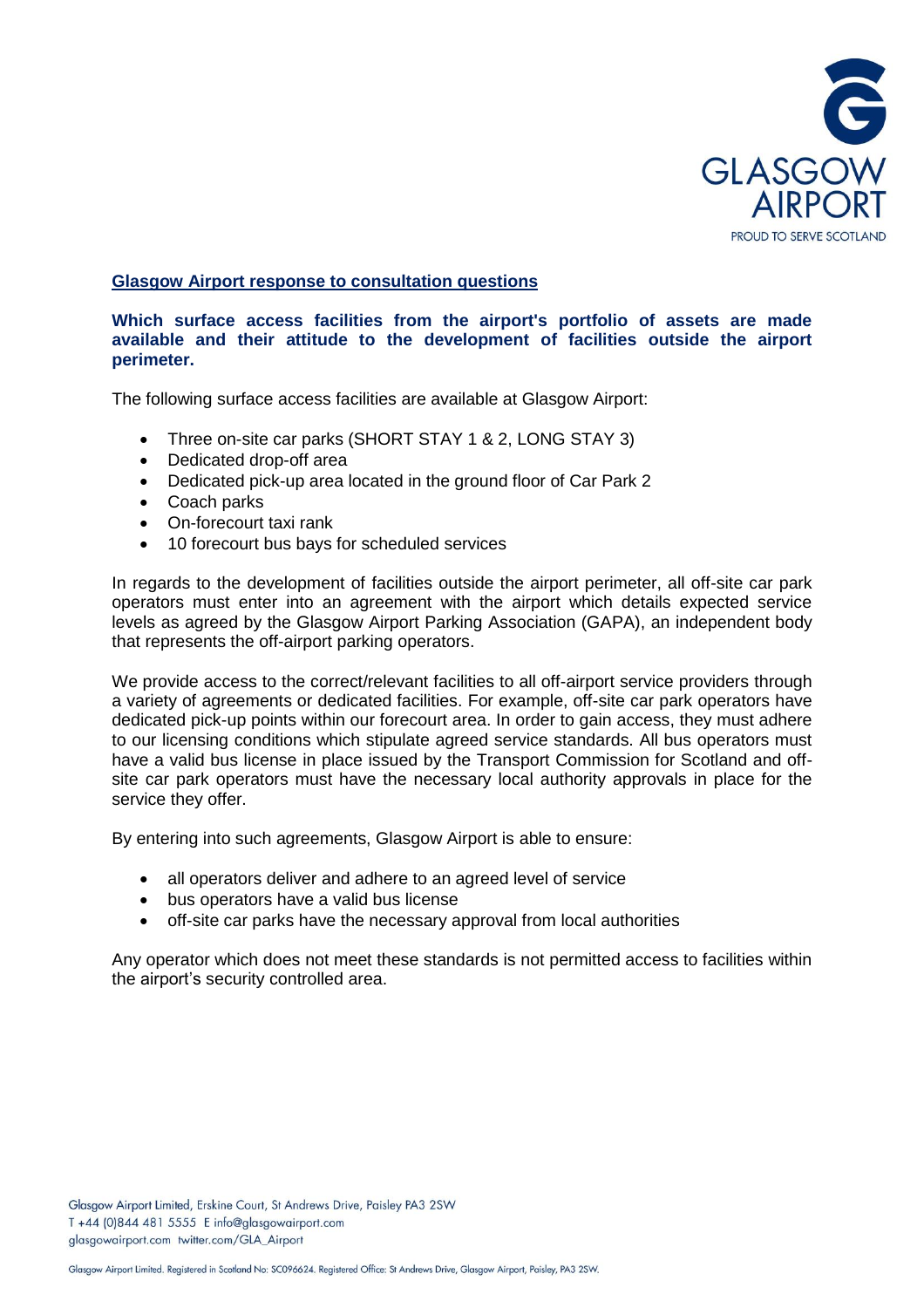## Glasgow Airport response to consultation questions

**Which surface access facilities from the airport's portfolio of assets are made available and their attitude to the development of facilities outside the airport perimeter.**

The following surface access facilities are available at Glasgow Airport:

- Three on-site car parks (SHORT STAY 1 & 2, LONG STAY 3)
- Dedicated drop-off area
- Dedicated pick-up area located in the ground floor of Car Park 2
- Coach parks
- On-forecourt taxi rank
- 10 forecourt bus bays for scheduled services

In regards to the development of facilities outside the airport perimeter, all off-site car park operators must enter into an agreement with the airport which details expected service levels as agreed by the Glasgow Airport Parking Association (GAPA), an independent body that represents the off-airport parking operators.

We provide access to the correct/relevant facilities to all off-airport service providers through a variety of agreements or dedicated facilities. For example, off-site car park operators have dedicated pick-up points within our forecourt area. In order to gain access, they must adhere to our licensing conditions which stipulate agreed service standards. All bus operators must have a valid bus license in place issued by the Transport Commission for Scotland and off-site car park operators must have the necessary local authority approvals in place for the service they offer.

By entering into such agreements, Glasgow Airport is able to ensure:

- all operators deliver and adhere to an agreed level of service
- bus operators have a valid bus license
- off-site car parks have the necessary approval from local authorities

Any operator which does not meet these standards is not permitted access to facilities within the airport's security controlled area.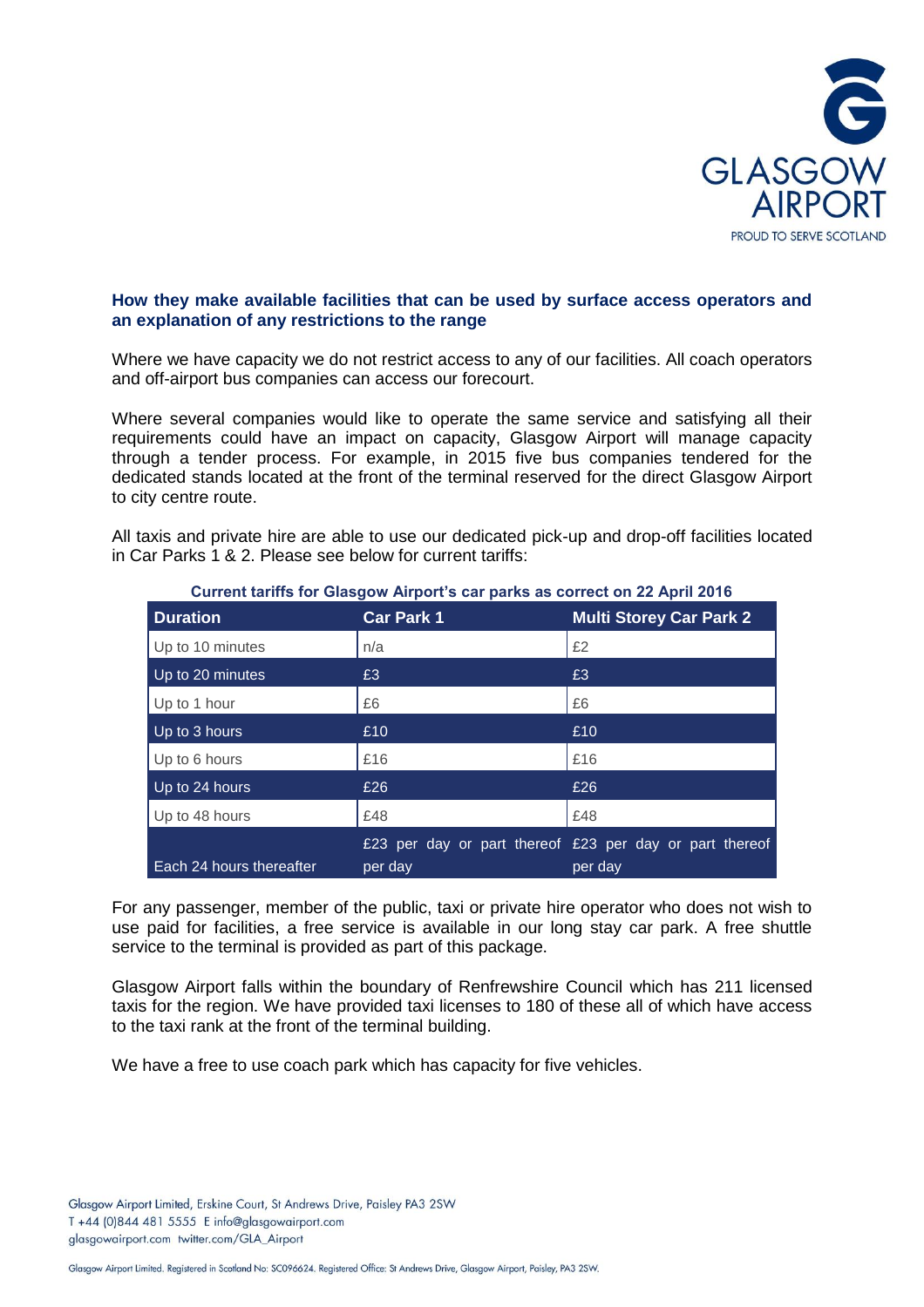**How they make available facilities that can be used by surface access operators and an explanation of any restrictions to the range**

Where we have capacity we do not restrict access to any of our facilities. All coach operators and off-airport bus companies can access our forecourt.

Where several companies would like to operate the same service and satisfying all their requirements could have an impact on capacity, Glasgow Airport will manage capacity through a tender process. For example, in 2015 five bus companies tendered for the dedicated stands located at the front of the terminal reserved for the direct Glasgow Airport to city centre route.

All taxis and private hire are able to use our dedicated pick-up and drop-off facilities located in Car Parks 1 & 2. Please see below for current tariffs:

**Current tariffs for Glasgow Airport's car parks as correct on 22 April 2016**

| Duration | Car Park 1 | Multi Storey Car Park 2 |
|---|---|---|
| Up to 10 minutes | n/a | £2 |
| Up to 20 minutes | £3 | £3 |
| Up to 1 hour | £6 | £6 |
| Up to 3 hours | £10 | £10 |
| Up to 6 hours | £16 | £16 |
| Up to 24 hours | £26 | £26 |
| Up to 48 hours | £48 | £48 |
| Each 24 hours thereafter | £23 per day or part thereof per day | £23 per day or part thereof per day |

For any passenger, member of the public, taxi or private hire operator who does not wish to use paid for facilities, a free service is available in our long stay car park. A free shuttle service to the terminal is provided as part of this package.

Glasgow Airport falls within the boundary of Renfrewshire Council which has 211 licensed taxis for the region. We have provided taxi licenses to 180 of these all of which have access to the taxi rank at the front of the terminal building.

We have a free to use coach park which has capacity for five vehicles.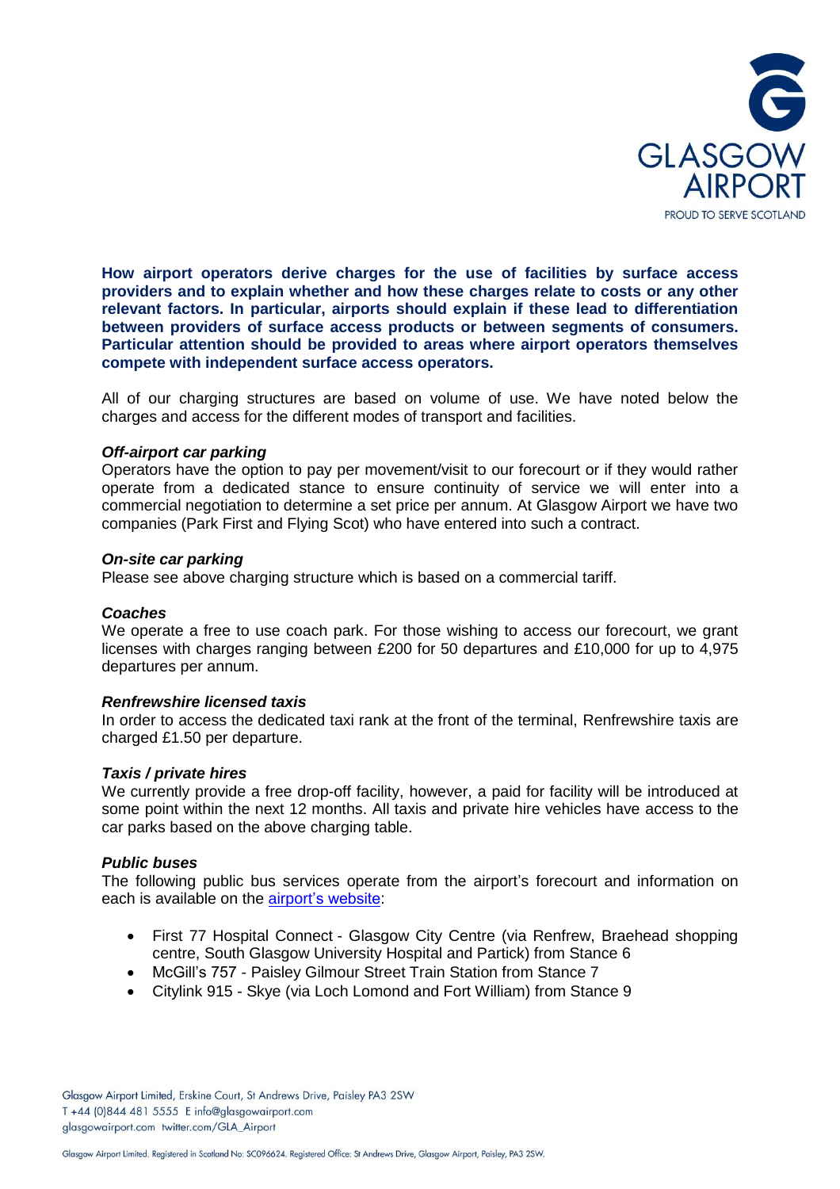**How airport operators derive charges for the use of facilities by surface access providers and to explain whether and how these charges relate to costs or any other relevant factors. In particular, airports should explain if these lead to differentiation between providers of surface access products or between segments of consumers. Particular attention should be provided to areas where airport operators themselves compete with independent surface access operators.**

All of our charging structures are based on volume of use. We have noted below the charges and access for the different modes of transport and facilities.

***Off-airport car parking***

Operators have the option to pay per movement/visit to our forecourt or if they would rather operate from a dedicated stance to ensure continuity of service we will enter into a commercial negotiation to determine a set price per annum. At Glasgow Airport we have two companies (Park First and Flying Scot) who have entered into such a contract.

***On-site car parking***

Please see above charging structure which is based on a commercial tariff.

***Coaches***

We operate a free to use coach park. For those wishing to access our forecourt, we grant licenses with charges ranging between £200 for 50 departures and £10,000 for up to 4,975 departures per annum.

***Renfrewshire licensed taxis***

In order to access the dedicated taxi rank at the front of the terminal, Renfrewshire taxis are charged £1.50 per departure.

***Taxis / private hires***

We currently provide a free drop-off facility, however, a paid for facility will be introduced at some point within the next 12 months. All taxis and private hire vehicles have access to the car parks based on the above charging table.

***Public buses***

The following public bus services operate from the airport's forecourt and information on each is available on the airport's website:

- First 77 Hospital Connect - Glasgow City Centre (via Renfrew, Braehead shopping centre, South Glasgow University Hospital and Partick) from Stance 6
- McGill's 757 - Paisley Gilmour Street Train Station from Stance 7
- Citylink 915 - Skye (via Loch Lomond and Fort William) from Stance 9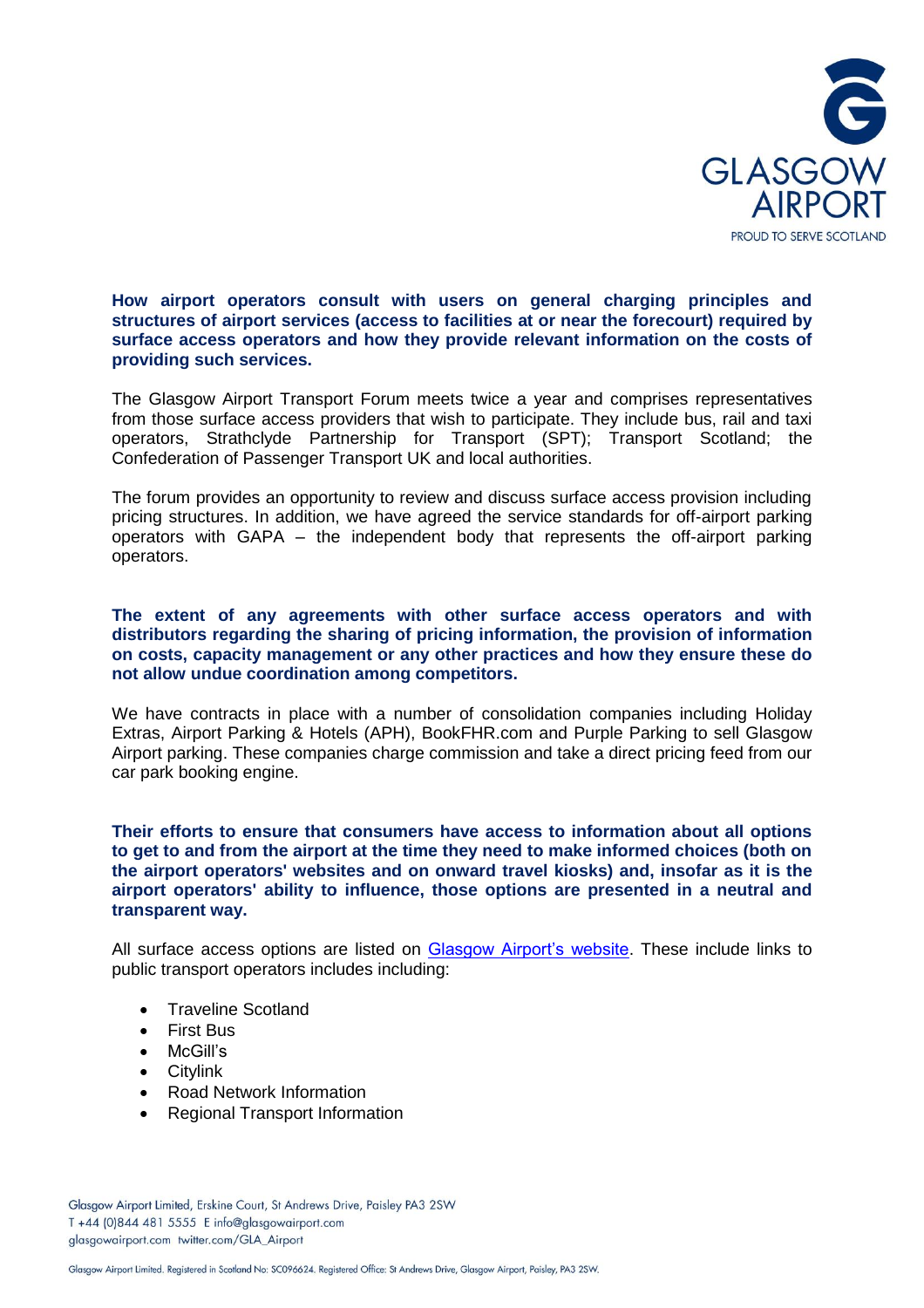**How airport operators consult with users on general charging principles and structures of airport services (access to facilities at or near the forecourt) required by surface access operators and how they provide relevant information on the costs of providing such services.**

The Glasgow Airport Transport Forum meets twice a year and comprises representatives from those surface access providers that wish to participate. They include bus, rail and taxi operators, Strathclyde Partnership for Transport (SPT); Transport Scotland; the Confederation of Passenger Transport UK and local authorities.

The forum provides an opportunity to review and discuss surface access provision including pricing structures. In addition, we have agreed the service standards for off-airport parking operators with GAPA – the independent body that represents the off-airport parking operators.

**The extent of any agreements with other surface access operators and with distributors regarding the sharing of pricing information, the provision of information on costs, capacity management or any other practices and how they ensure these do not allow undue coordination among competitors.**

We have contracts in place with a number of consolidation companies including Holiday Extras, Airport Parking & Hotels (APH), BookFHR.com and Purple Parking to sell Glasgow Airport parking. These companies charge commission and take a direct pricing feed from our car park booking engine.

**Their efforts to ensure that consumers have access to information about all options to get to and from the airport at the time they need to make informed choices (both on the airport operators' websites and on onward travel kiosks) and, insofar as it is the airport operators' ability to influence, those options are presented in a neutral and transparent way.**

All surface access options are listed on Glasgow Airport's website. These include links to public transport operators includes including:

- Traveline Scotland
- First Bus
- McGill's
- Citylink
- Road Network Information
- Regional Transport Information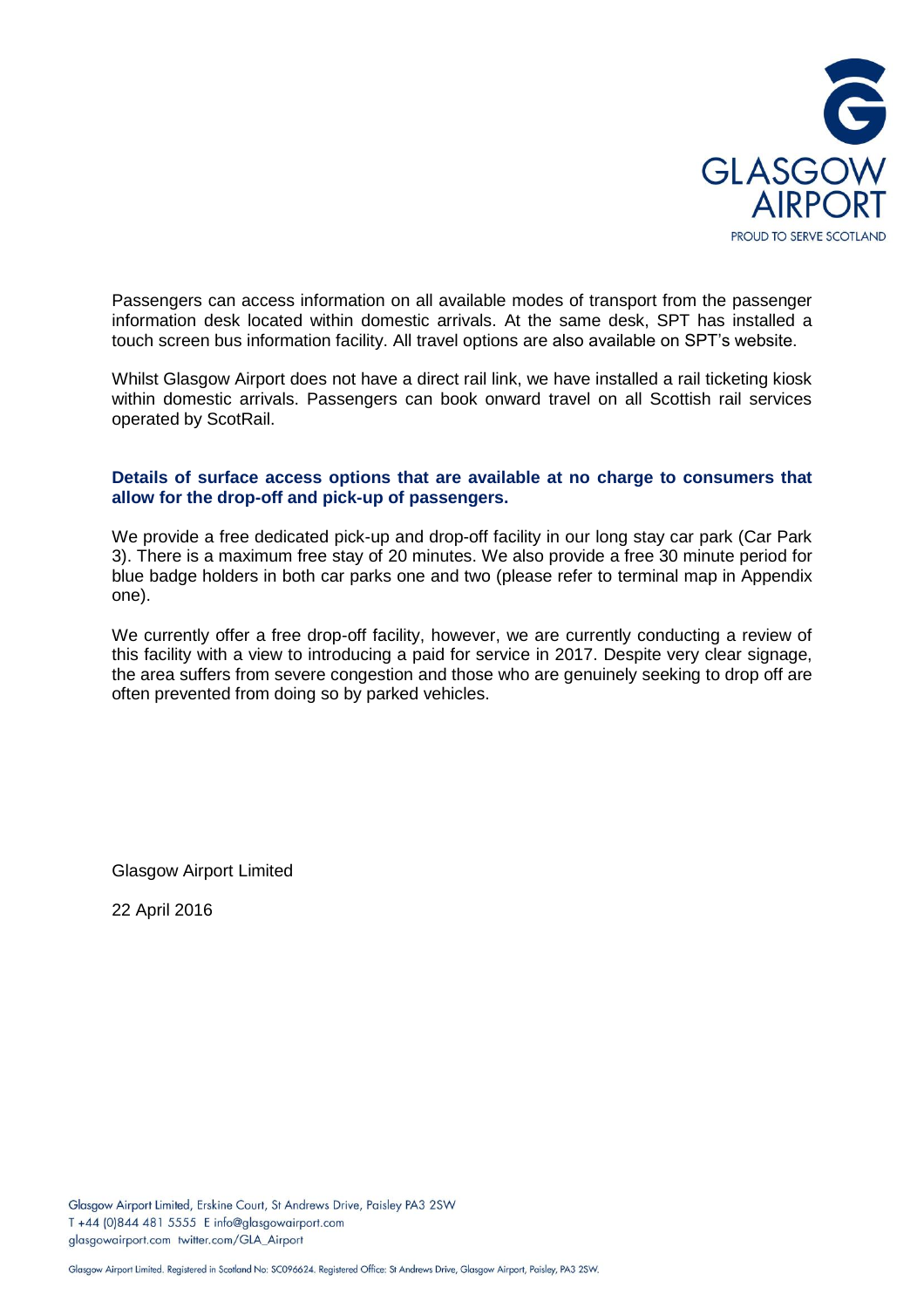Passengers can access information on all available modes of transport from the passenger information desk located within domestic arrivals. At the same desk, SPT has installed a touch screen bus information facility. All travel options are also available on SPT's website.

Whilst Glasgow Airport does not have a direct rail link, we have installed a rail ticketing kiosk within domestic arrivals. Passengers can book onward travel on all Scottish rail services operated by ScotRail.

**Details of surface access options that are available at no charge to consumers that allow for the drop-off and pick-up of passengers.**

We provide a free dedicated pick-up and drop-off facility in our long stay car park (Car Park 3). There is a maximum free stay of 20 minutes. We also provide a free 30 minute period for blue badge holders in both car parks one and two (please refer to terminal map in Appendix one).

We currently offer a free drop-off facility, however, we are currently conducting a review of this facility with a view to introducing a paid for service in 2017. Despite very clear signage, the area suffers from severe congestion and those who are genuinely seeking to drop off are often prevented from doing so by parked vehicles.

Glasgow Airport Limited

22 April 2016

Glasgow Airport Limited, Erskine Court, St Andrews Drive, Paisley PA3 2SW
T +44 (0)844 481 5555 E info@glasgowairport.com
glasgowairport.com twitter.com/GLA_Airport

Glasgow Airport Limited. Registered in Scotland No: SC096624. Registered Office: St Andrews Drive, Glasgow Airport, Paisley, PA3 2SW.